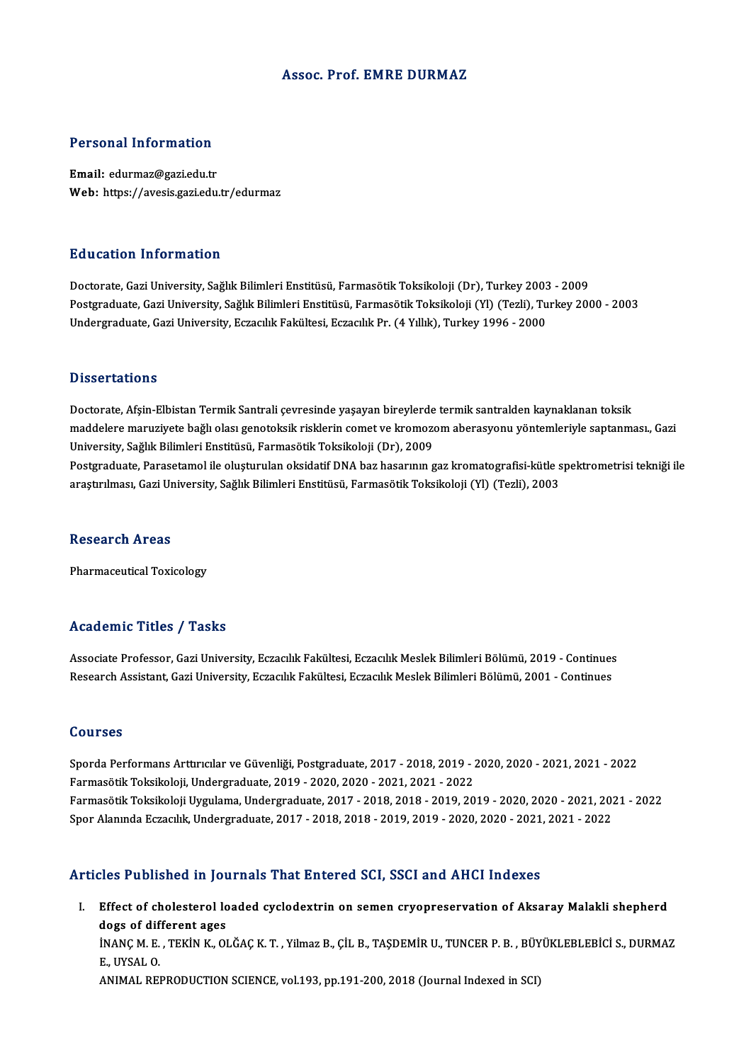# Assoc. Prof. EMRE DURMAZ

## Personal Information

**Email:** edurmaz@gazi.edu.tr
**Web:** https://avesis.gazi.edu.tr/edurmaz

## Education Information

Doctorate, Gazi University, Sağlık Bilimleri Enstitüsü, Farmasötik Toksikoloji (Dr), Turkey 2003 - 2009
Postgraduate, Gazi University, Sağlık Bilimleri Enstitüsü, Farmasötik Toksikoloji (Yl) (Tezli), Turkey 2000 - 2003
Undergraduate, Gazi University, Eczacılık Fakültesi, Eczacılık Pr. (4 Yıllık), Turkey 1996 - 2000

## Dissertations

Doctorate, Afşin-Elbistan Termik Santrali çevresinde yaşayan bireylerde termik santralden kaynaklanan toksik maddelere maruziyete bağlı olası genotoksik risklerin comet ve kromozom aberasyonu yöntemleriyle saptanması., Gazi University, Sağlık Bilimleri Enstitüsü, Farmasötik Toksikoloji (Dr), 2009
Postgraduate, Parasetamol ile oluşturulan oksidatif DNA baz hasarının gaz kromatografisi-kütle spektrometrisi tekniği ile araştırılması, Gazi University, Sağlık Bilimleri Enstitüsü, Farmasötik Toksikoloji (Yl) (Tezli), 2003

## Research Areas

Pharmaceutical Toxicology

## Academic Titles / Tasks

Associate Professor, Gazi University, Eczacılık Fakültesi, Eczacılık Meslek Bilimleri Bölümü, 2019 - Continues
Research Assistant, Gazi University, Eczacılık Fakültesi, Eczacılık Meslek Bilimleri Bölümü, 2001 - Continues

## Courses

Sporda Performans Arttırıcılar ve Güvenliği, Postgraduate, 2017 - 2018, 2019 - 2020, 2020 - 2021, 2021 - 2022
Farmasötik Toksikoloji, Undergraduate, 2019 - 2020, 2020 - 2021, 2021 - 2022
Farmasötik Toksikoloji Uygulama, Undergraduate, 2017 - 2018, 2018 - 2019, 2019 - 2020, 2020 - 2021, 2021 - 2022
Spor Alanında Eczacılık, Undergraduate, 2017 - 2018, 2018 - 2019, 2019 - 2020, 2020 - 2021, 2021 - 2022

## Articles Published in Journals That Entered SCI, SSCI and AHCI Indexes

I. **Effect of cholesterol loaded cyclodextrin on semen cryopreservation of Aksaray Malakli shepherd dogs of different ages**
İNANÇ M. E. , TEKİN K., OLĞAÇ K. T. , Yilmaz B., ÇİL B., TAŞDEMİR U., TUNCER P. B. , BÜYÜKLEBLEBİCİ S., DURMAZ E., UYSAL O.
ANIMAL REPRODUCTION SCIENCE, vol.193, pp.191-200, 2018 (Journal Indexed in SCI)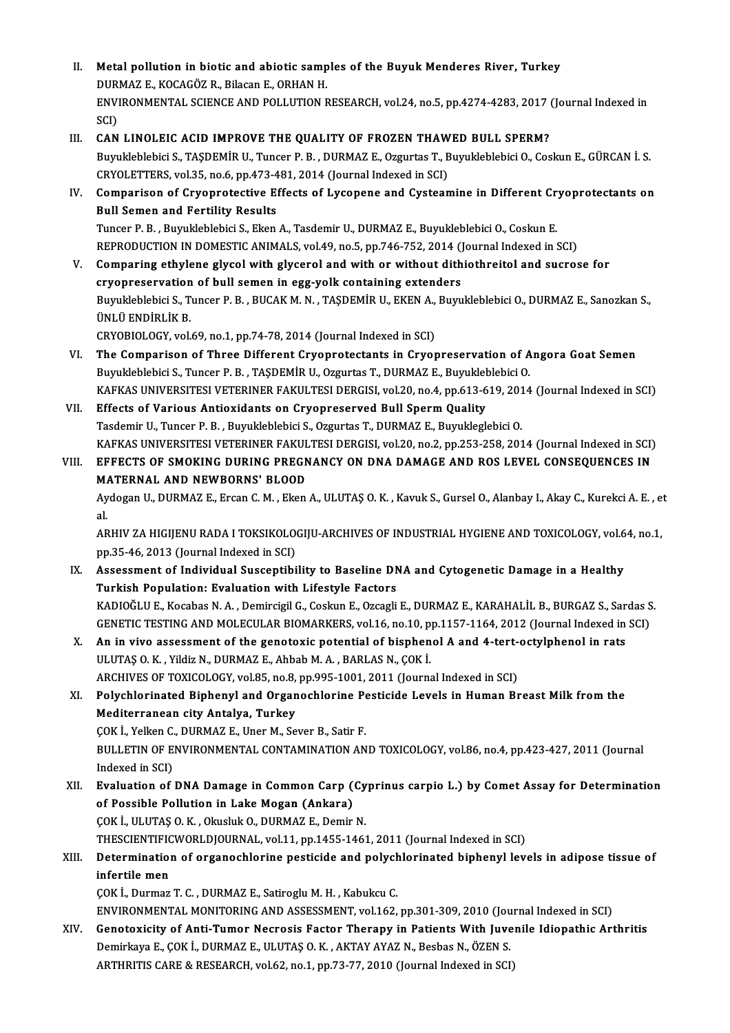II. **Metal pollution in biotic and abiotic samples of the Buyuk Menderes River, Turkey**
DURMAZ E., KOCAGÖZ R., Bilacan E., ORHAN H.
ENVIRONMENTAL SCIENCE AND POLLUTION RESEARCH, vol.24, no.5, pp.4274-4283, 2017 (Journal Indexed in SCI)

III. **CAN LINOLEIC ACID IMPROVE THE QUALITY OF FROZEN THAWED BULL SPERM?**
Buyukleblebici S., TAŞDEMİR U., Tuncer P. B. , DURMAZ E., Ozgurtas T., Buyukleblebici O., Coskun E., GÜRCAN İ. S.
CRYOLETTERS, vol.35, no.6, pp.473-481, 2014 (Journal Indexed in SCI)

IV. **Comparison of Cryoprotective Effects of Lycopene and Cysteamine in Different Cryoprotectants on Bull Semen and Fertility Results**
Tuncer P. B. , Buyukleblebici S., Eken A., Tasdemir U., DURMAZ E., Buyukleblebici O., Coskun E.
REPRODUCTION IN DOMESTIC ANIMALS, vol.49, no.5, pp.746-752, 2014 (Journal Indexed in SCI)

V. **Comparing ethylene glycol with glycerol and with or without dithiothreitol and sucrose for cryopreservation of bull semen in egg-yolk containing extenders**
Buyukleblebici S., Tuncer P. B. , BUCAK M. N. , TAŞDEMİR U., EKEN A., Buyukleblebici O., DURMAZ E., Sanozkan S., ÜNLÜ ENDİRLİK B.
CRYOBIOLOGY, vol.69, no.1, pp.74-78, 2014 (Journal Indexed in SCI)

VI. **The Comparison of Three Different Cryoprotectants in Cryopreservation of Angora Goat Semen**
Buyukleblebici S., Tuncer P. B. , TAŞDEMİR U., Ozgurtas T., DURMAZ E., Buyukleblebici O.
KAFKAS UNIVERSITESI VETERINER FAKULTESI DERGISI, vol.20, no.4, pp.613-619, 2014 (Journal Indexed in SCI)

VII. **Effects of Various Antioxidants on Cryopreserved Bull Sperm Quality**
Tasdemir U., Tuncer P. B. , Buyukleblebici S., Ozgurtas T., DURMAZ E., Buyukleglebici O.
KAFKAS UNIVERSITESI VETERINER FAKULTESI DERGISI, vol.20, no.2, pp.253-258, 2014 (Journal Indexed in SCI)

VIII. **EFFECTS OF SMOKING DURING PREGNANCY ON DNA DAMAGE AND ROS LEVEL CONSEQUENCES IN MATERNAL AND NEWBORNS' BLOOD**
Aydogan U., DURMAZ E., Ercan C. M. , Eken A., ULUTAŞ O. K. , Kavuk S., Gursel O., Alanbay I., Akay C., Kurekci A. E. , et al.
ARHIV ZA HIGIJENU RADA I TOKSIKOLOGIJU-ARCHIVES OF INDUSTRIAL HYGIENE AND TOXICOLOGY, vol.64, no.1, pp.35-46, 2013 (Journal Indexed in SCI)

IX. **Assessment of Individual Susceptibility to Baseline DNA and Cytogenetic Damage in a Healthy Turkish Population: Evaluation with Lifestyle Factors**
KADIOĞLU E., Kocabas N. A. , Demircigil G., Coskun E., Ozcagli E., DURMAZ E., KARAHALİL B., BURGAZ S., Sardas S.
GENETIC TESTING AND MOLECULAR BIOMARKERS, vol.16, no.10, pp.1157-1164, 2012 (Journal Indexed in SCI)

X. **An in vivo assessment of the genotoxic potential of bisphenol A and 4-tert-octylphenol in rats**
ULUTAŞ O. K. , Yildiz N., DURMAZ E., Ahbab M. A. , BARLAS N., ÇOK İ.
ARCHIVES OF TOXICOLOGY, vol.85, no.8, pp.995-1001, 2011 (Journal Indexed in SCI)

XI. **Polychlorinated Biphenyl and Organochlorine Pesticide Levels in Human Breast Milk from the Mediterranean city Antalya, Turkey**
ÇOK İ., Yelken C., DURMAZ E., Uner M., Sever B., Satir F.
BULLETIN OF ENVIRONMENTAL CONTAMINATION AND TOXICOLOGY, vol.86, no.4, pp.423-427, 2011 (Journal Indexed in SCI)

XII. **Evaluation of DNA Damage in Common Carp (Cyprinus carpio L.) by Comet Assay for Determination of Possible Pollution in Lake Mogan (Ankara)**
ÇOK İ., ULUTAŞ O. K. , Okusluk O., DURMAZ E., Demir N.
THESCIENTIFICWORLDJOURNAL, vol.11, pp.1455-1461, 2011 (Journal Indexed in SCI)

XIII. **Determination of organochlorine pesticide and polychlorinated biphenyl levels in adipose tissue of infertile men**
ÇOK İ., Durmaz T. C. , DURMAZ E., Satiroglu M. H. , Kabukcu C.
ENVIRONMENTAL MONITORING AND ASSESSMENT, vol.162, pp.301-309, 2010 (Journal Indexed in SCI)

XIV. **Genotoxicity of Anti-Tumor Necrosis Factor Therapy in Patients With Juvenile Idiopathic Arthritis**
Demirkaya E., ÇOK İ., DURMAZ E., ULUTAŞ O. K. , AKTAY AYAZ N., Besbas N., ÖZEN S.
ARTHRITIS CARE & RESEARCH, vol.62, no.1, pp.73-77, 2010 (Journal Indexed in SCI)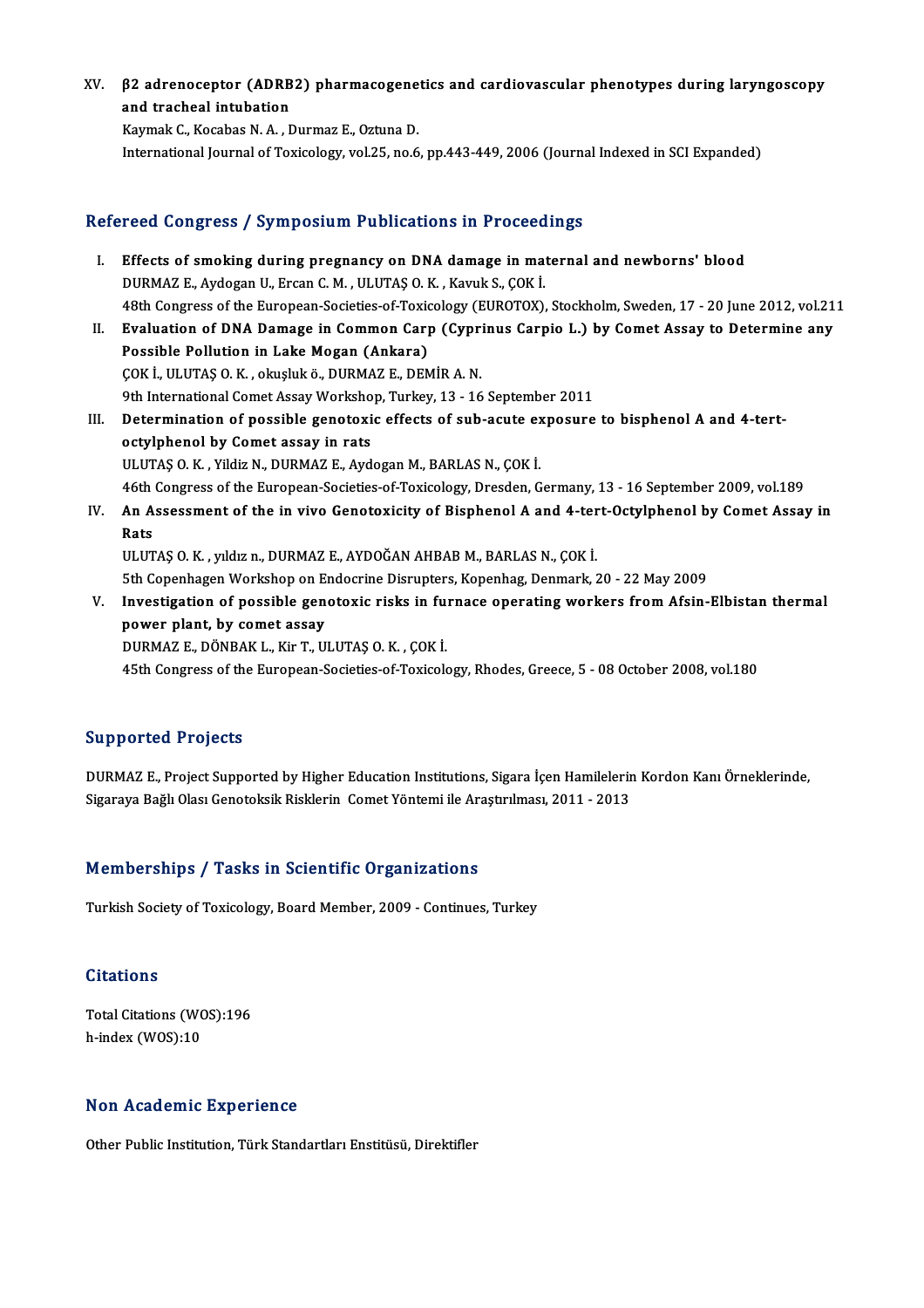XV. β2 adrenoceptor (ADRB2) pharmacogenetics and cardiovascular phenotypes during laryngoscopy and tracheal intubation
Kaymak C., Kocabas N. A. , Durmaz E., Oztuna D.
International Journal of Toxicology, vol.25, no.6, pp.443-449, 2006 (Journal Indexed in SCI Expanded)

## Refereed Congress / Symposium Publications in Proceedings

I. **Effects of smoking during pregnancy on DNA damage in maternal and newborns' blood**
DURMAZ E., Aydogan U., Ercan C. M. , ULUTAŞ O. K. , Kavuk S., ÇOK İ.
48th Congress of the European-Societies-of-Toxicology (EUROTOX), Stockholm, Sweden, 17 - 20 June 2012, vol.211

II. **Evaluation of DNA Damage in Common Carp (Cyprinus Carpio L.) by Comet Assay to Determine any Possible Pollution in Lake Mogan (Ankara)**
ÇOK İ., ULUTAŞ O. K. , okuşluk ö., DURMAZ E., DEMİR A. N.
9th International Comet Assay Workshop, Turkey, 13 - 16 September 2011

III. **Determination of possible genotoxic effects of sub-acute exposure to bisphenol A and 4-tert-octylphenol by Comet assay in rats**
ULUTAŞ O. K. , Yildiz N., DURMAZ E., Aydogan M., BARLAS N., ÇOK İ.
46th Congress of the European-Societies-of-Toxicology, Dresden, Germany, 13 - 16 September 2009, vol.189

IV. **An Assessment of the in vivo Genotoxicity of Bisphenol A and 4-tert-Octylphenol by Comet Assay in Rats**
ULUTAŞ O. K. , yıldız n., DURMAZ E., AYDOĞAN AHBAB M., BARLAS N., ÇOK İ.
5th Copenhagen Workshop on Endocrine Disrupters, Kopenhag, Denmark, 20 - 22 May 2009

V. **Investigation of possible genotoxic risks in furnace operating workers from Afsin-Elbistan thermal power plant, by comet assay**
DURMAZ E., DÖNBAK L., Kir T., ULUTAŞ O. K. , ÇOK İ.
45th Congress of the European-Societies-of-Toxicology, Rhodes, Greece, 5 - 08 October 2008, vol.180

## Supported Projects

DURMAZ E., Project Supported by Higher Education Institutions, Sigara İçen Hamilelerin Kordon Kanı Örneklerinde, Sigaraya Bağlı Olası Genotoksik Risklerin Comet Yöntemi ile Araştırılması, 2011 - 2013

## Memberships / Tasks in Scientific Organizations

Turkish Society of Toxicology, Board Member, 2009 - Continues, Turkey

## Citations

Total Citations (WOS):196
h-index (WOS):10

## Non Academic Experience

Other Public Institution, Türk Standartları Enstitüsü, Direktifler